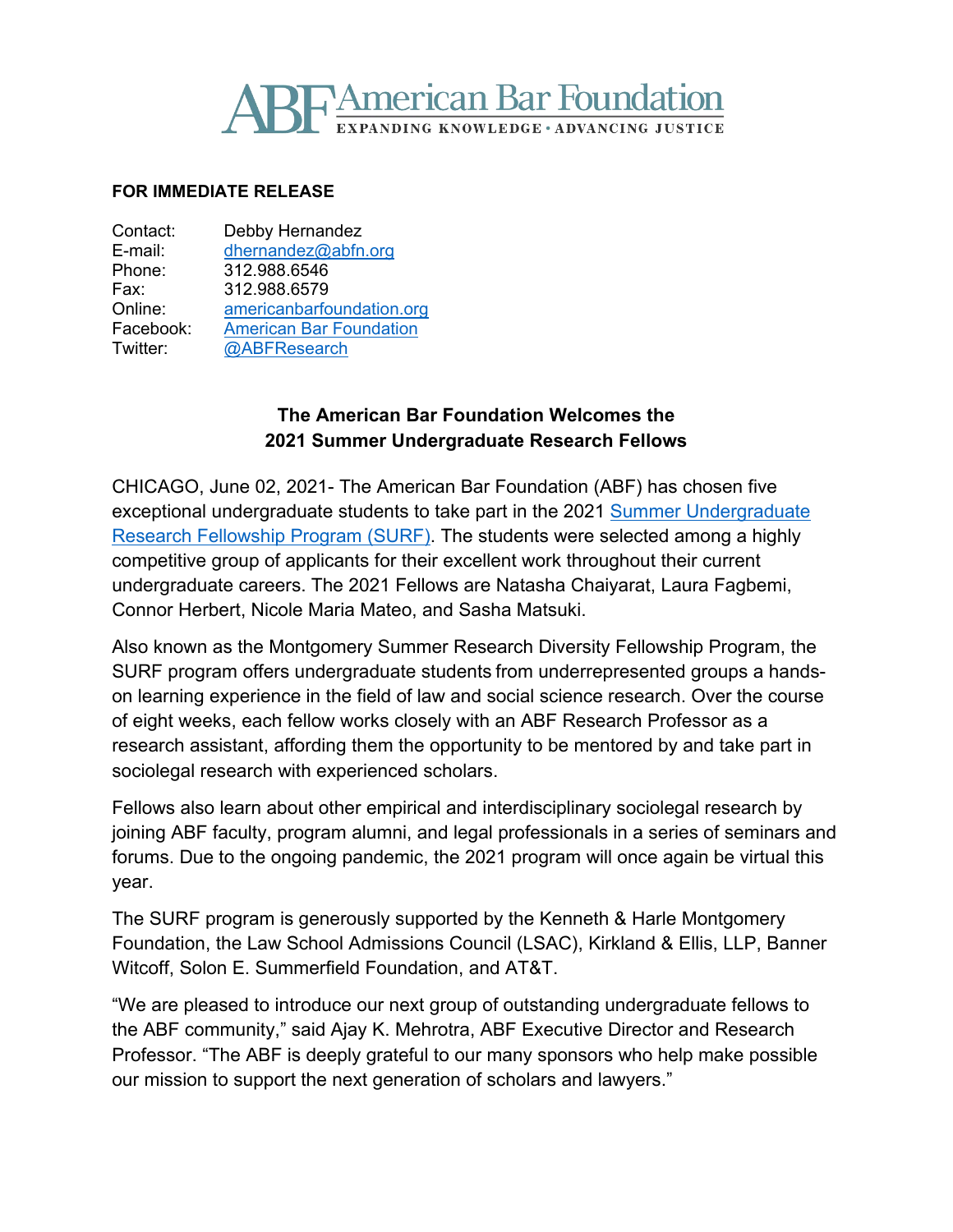# ABF American Bar Foundation

EXPANDING KNOWLEDGE • ADVANCING JUSTICE

**FOR IMMEDIATE RELEASE**

| | |
|---|---|
| Contact: | Debby Hernandez |
| E-mail: | dhernandez@abfn.org |
| Phone: | 312.988.6546 |
| Fax: | 312.988.6579 |
| Online: | americanbarfoundation.org |
| Facebook: | American Bar Foundation |
| Twitter: | @ABFResearch |

## The American Bar Foundation Welcomes the 2021 Summer Undergraduate Research Fellows

CHICAGO, June 02, 2021- The American Bar Foundation (ABF) has chosen five exceptional undergraduate students to take part in the 2021 Summer Undergraduate Research Fellowship Program (SURF). The students were selected among a highly competitive group of applicants for their excellent work throughout their current undergraduate careers. The 2021 Fellows are Natasha Chaiyarat, Laura Fagbemi, Connor Herbert, Nicole Maria Mateo, and Sasha Matsuki.

Also known as the Montgomery Summer Research Diversity Fellowship Program, the SURF program offers undergraduate students from underrepresented groups a hands-on learning experience in the field of law and social science research. Over the course of eight weeks, each fellow works closely with an ABF Research Professor as a research assistant, affording them the opportunity to be mentored by and take part in sociolegal research with experienced scholars.

Fellows also learn about other empirical and interdisciplinary sociolegal research by joining ABF faculty, program alumni, and legal professionals in a series of seminars and forums. Due to the ongoing pandemic, the 2021 program will once again be virtual this year.

The SURF program is generously supported by the Kenneth & Harle Montgomery Foundation, the Law School Admissions Council (LSAC), Kirkland & Ellis, LLP, Banner Witcoff, Solon E. Summerfield Foundation, and AT&T.

"We are pleased to introduce our next group of outstanding undergraduate fellows to the ABF community," said Ajay K. Mehrotra, ABF Executive Director and Research Professor. "The ABF is deeply grateful to our many sponsors who help make possible our mission to support the next generation of scholars and lawyers."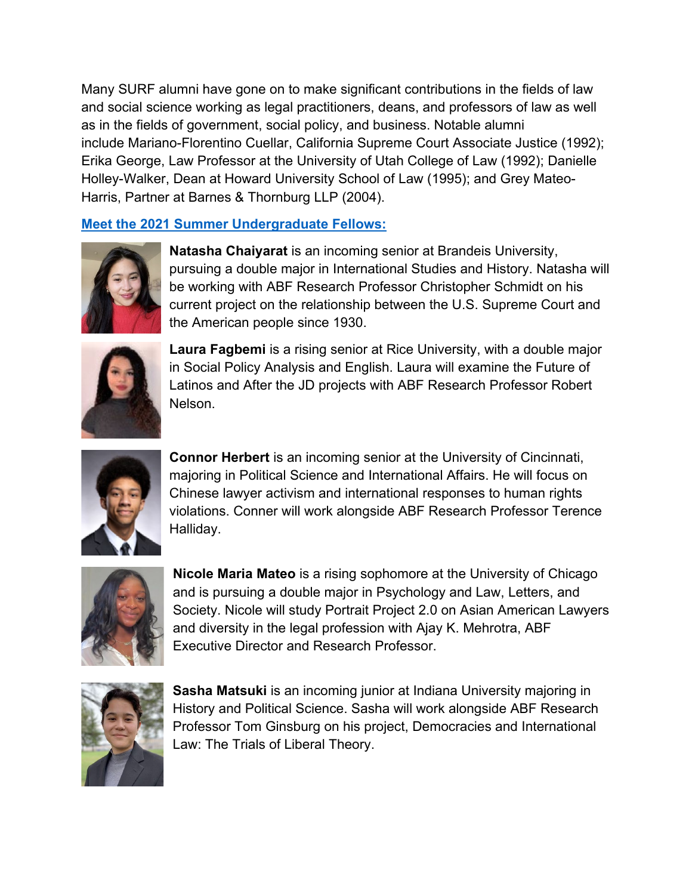Many SURF alumni have gone on to make significant contributions in the fields of law and social science working as legal practitioners, deans, and professors of law as well as in the fields of government, social policy, and business. Notable alumni include Mariano-Florentino Cuellar, California Supreme Court Associate Justice (1992); Erika George, Law Professor at the University of Utah College of Law (1992); Danielle Holley-Walker, Dean at Howard University School of Law (1995); and Grey Mateo-Harris, Partner at Barnes & Thornburg LLP (2004).

**Meet the 2021 Summer Undergraduate Fellows:**

**Natasha Chaiyarat** is an incoming senior at Brandeis University, pursuing a double major in International Studies and History. Natasha will be working with ABF Research Professor Christopher Schmidt on his current project on the relationship between the U.S. Supreme Court and the American people since 1930.

**Laura Fagbemi** is a rising senior at Rice University, with a double major in Social Policy Analysis and English. Laura will examine the Future of Latinos and After the JD projects with ABF Research Professor Robert Nelson.

**Connor Herbert** is an incoming senior at the University of Cincinnati, majoring in Political Science and International Affairs. He will focus on Chinese lawyer activism and international responses to human rights violations. Conner will work alongside ABF Research Professor Terence Halliday.

**Nicole Maria Mateo** is a rising sophomore at the University of Chicago and is pursuing a double major in Psychology and Law, Letters, and Society. Nicole will study Portrait Project 2.0 on Asian American Lawyers and diversity in the legal profession with Ajay K. Mehrotra, ABF Executive Director and Research Professor.

**Sasha Matsuki** is an incoming junior at Indiana University majoring in History and Political Science. Sasha will work alongside ABF Research Professor Tom Ginsburg on his project, Democracies and International Law: The Trials of Liberal Theory.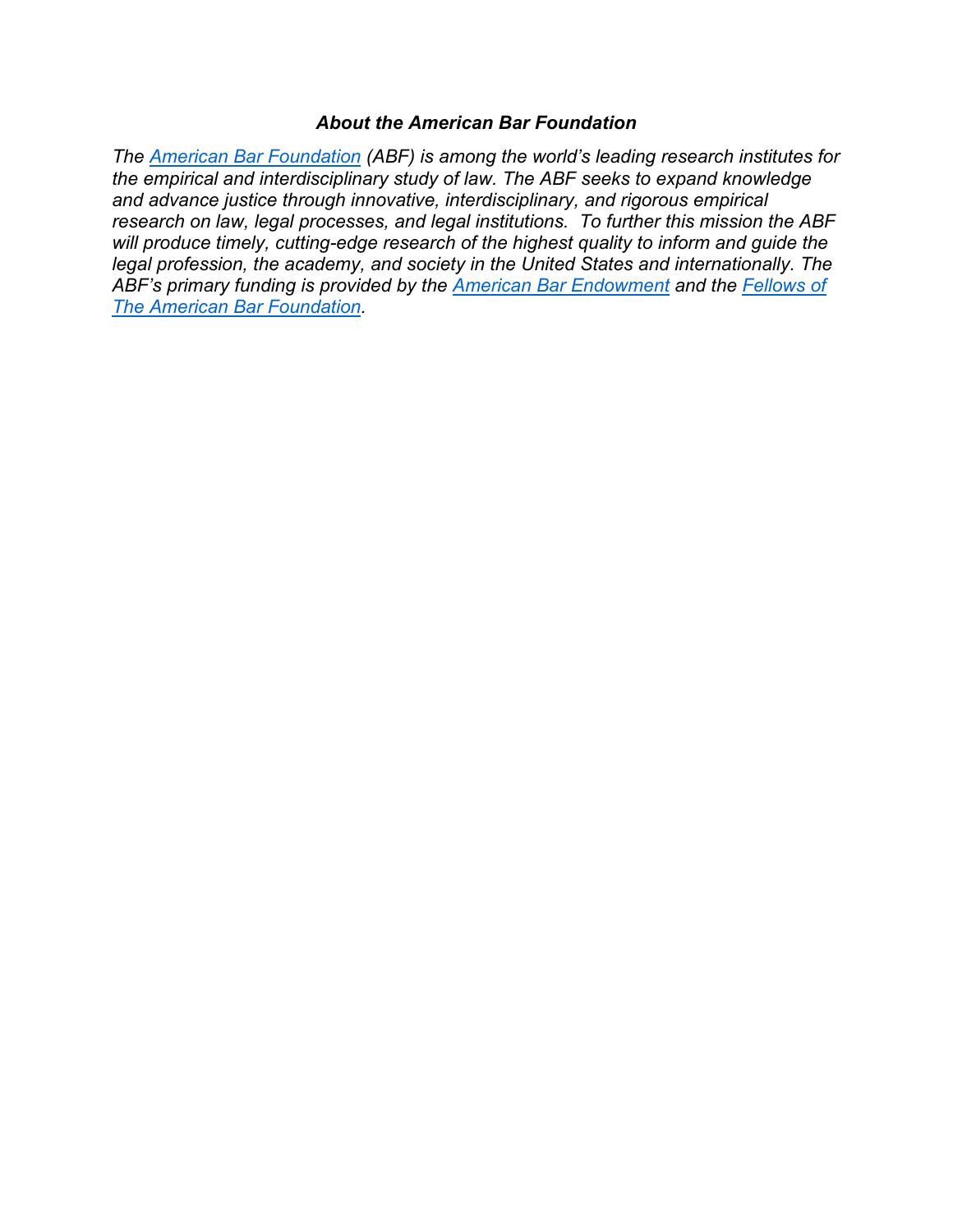### *About the American Bar Foundation*

*The [American Bar Foundation](#) (ABF) is among the world's leading research institutes for the empirical and interdisciplinary study of law. The ABF seeks to expand knowledge and advance justice through innovative, interdisciplinary, and rigorous empirical research on law, legal processes, and legal institutions. To further this mission the ABF will produce timely, cutting-edge research of the highest quality to inform and guide the legal profession, the academy, and society in the United States and internationally. The ABF's primary funding is provided by the [American Bar Endowment](#) and the [Fellows of The American Bar Foundation](#).*